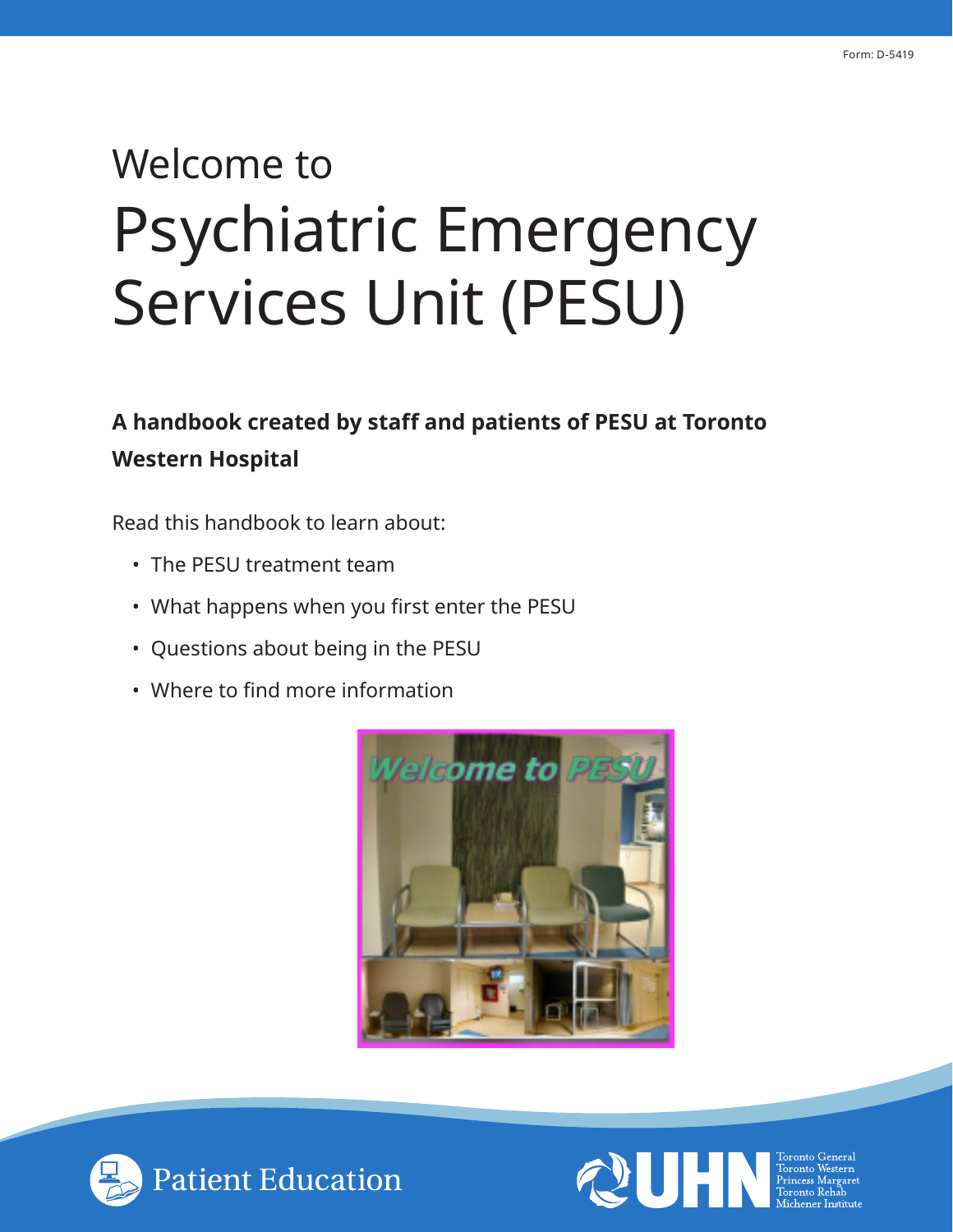Form: D-5419

# Welcome to Psychiatric Emergency Services Unit (PESU)

**A handbook created by staff and patients of PESU at Toronto Western Hospital**

Read this handbook to learn about:

- The PESU treatment team
- What happens when you first enter the PESU
- Questions about being in the PESU
- Where to find more information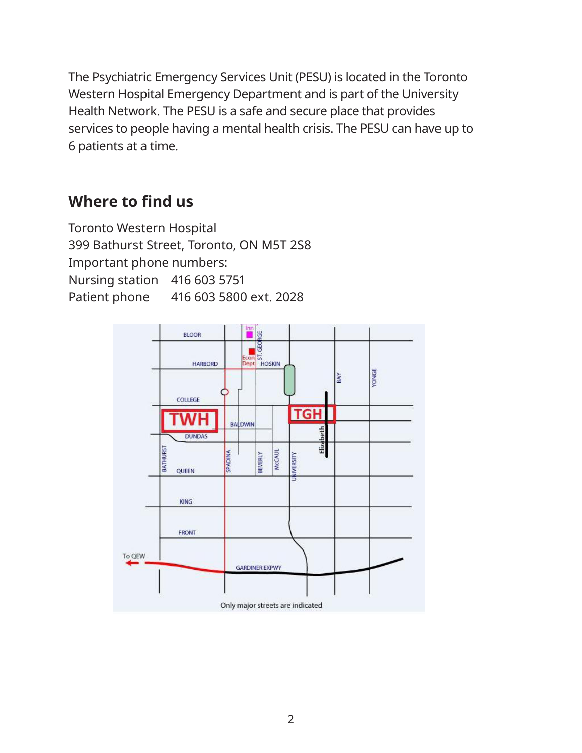The Psychiatric Emergency Services Unit (PESU) is located in the Toronto Western Hospital Emergency Department and is part of the University Health Network. The PESU is a safe and secure place that provides services to people having a mental health crisis. The PESU can have up to 6 patients at a time.

## Where to find us

Toronto Western Hospital
399 Bathurst Street, Toronto, ON M5T 2S8
Important phone numbers:

| | |
|---|---|
| Nursing station | 416 603 5751 |
| Patient phone | 416 603 5800 ext. 2028 |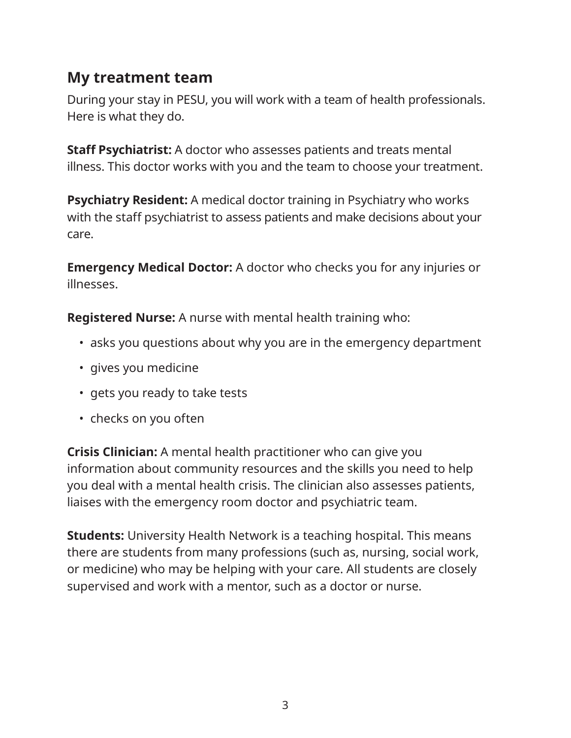## My treatment team

During your stay in PESU, you will work with a team of health professionals. Here is what they do.

**Staff Psychiatrist:** A doctor who assesses patients and treats mental illness. This doctor works with you and the team to choose your treatment.

**Psychiatry Resident:** A medical doctor training in Psychiatry who works with the staff psychiatrist to assess patients and make decisions about your care.

**Emergency Medical Doctor:** A doctor who checks you for any injuries or illnesses.

**Registered Nurse:** A nurse with mental health training who:

- asks you questions about why you are in the emergency department
- gives you medicine
- gets you ready to take tests
- checks on you often

**Crisis Clinician:** A mental health practitioner who can give you information about community resources and the skills you need to help you deal with a mental health crisis. The clinician also assesses patients, liaises with the emergency room doctor and psychiatric team.

**Students:** University Health Network is a teaching hospital. This means there are students from many professions (such as, nursing, social work, or medicine) who may be helping with your care. All students are closely supervised and work with a mentor, such as a doctor or nurse.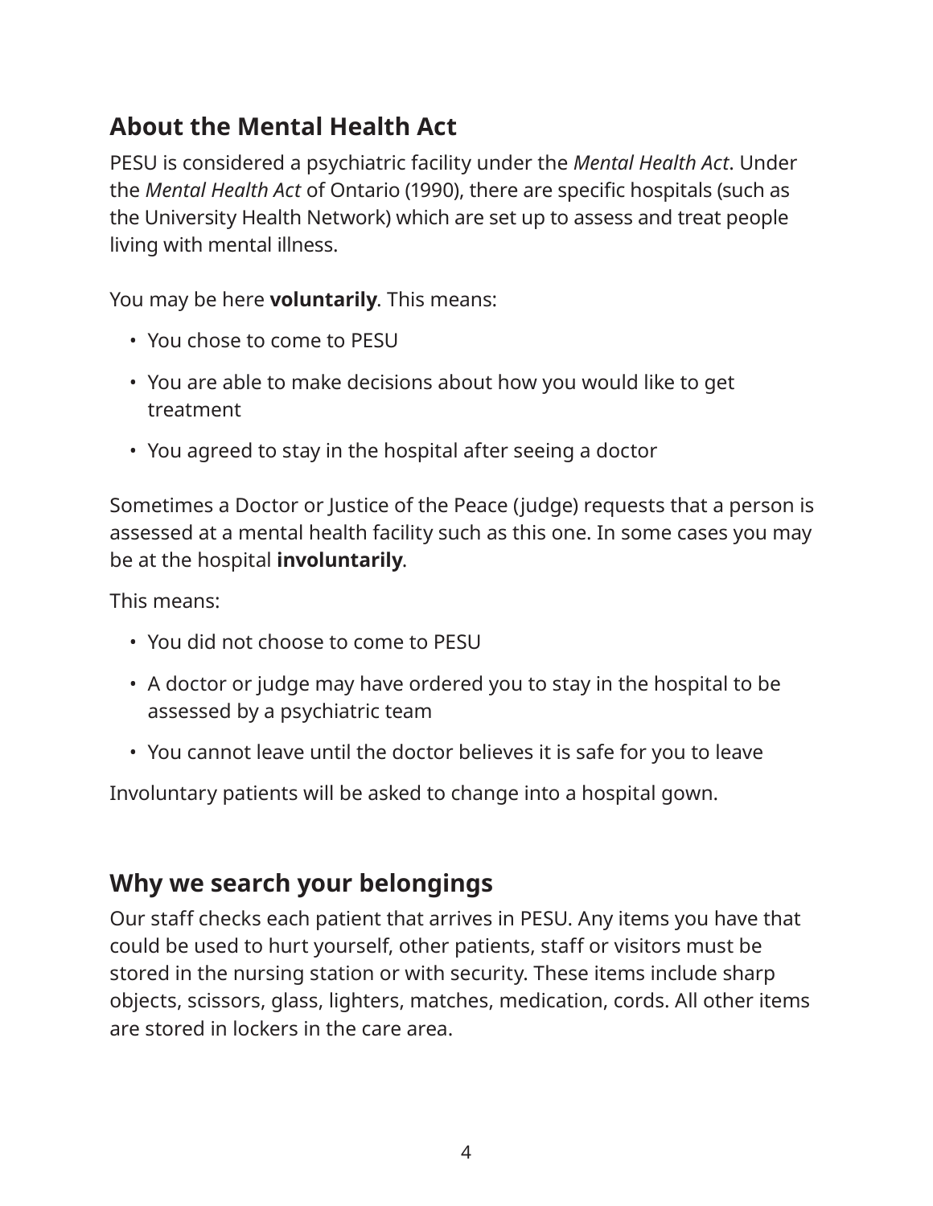## About the Mental Health Act

PESU is considered a psychiatric facility under the *Mental Health Act*. Under the *Mental Health Act* of Ontario (1990), there are specific hospitals (such as the University Health Network) which are set up to assess and treat people living with mental illness.

You may be here **voluntarily**. This means:

- You chose to come to PESU
- You are able to make decisions about how you would like to get treatment
- You agreed to stay in the hospital after seeing a doctor

Sometimes a Doctor or Justice of the Peace (judge) requests that a person is assessed at a mental health facility such as this one. In some cases you may be at the hospital **involuntarily**.

This means:

- You did not choose to come to PESU
- A doctor or judge may have ordered you to stay in the hospital to be assessed by a psychiatric team
- You cannot leave until the doctor believes it is safe for you to leave

Involuntary patients will be asked to change into a hospital gown.

## Why we search your belongings

Our staff checks each patient that arrives in PESU. Any items you have that could be used to hurt yourself, other patients, staff or visitors must be stored in the nursing station or with security. These items include sharp objects, scissors, glass, lighters, matches, medication, cords. All other items are stored in lockers in the care area.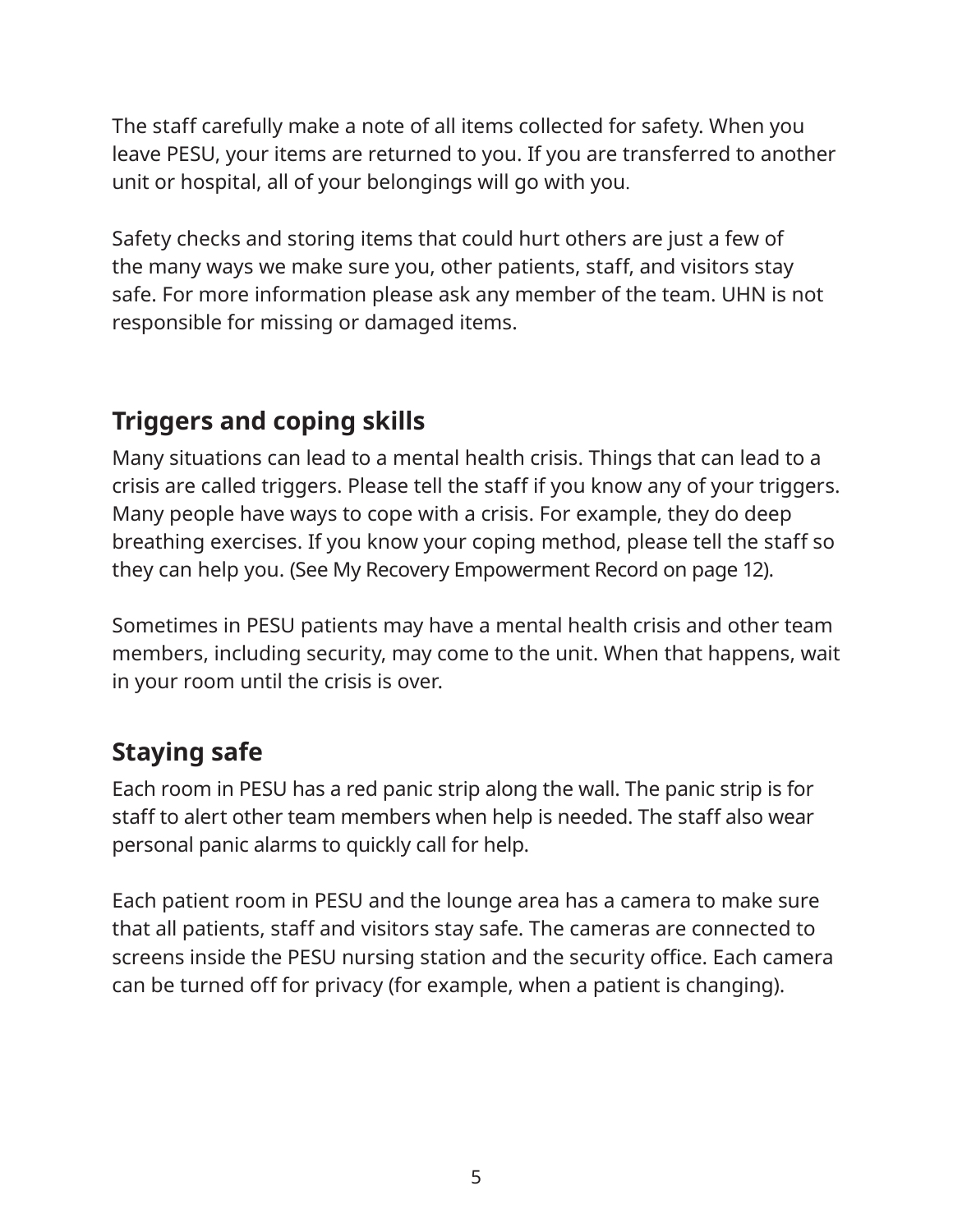The staff carefully make a note of all items collected for safety. When you leave PESU, your items are returned to you. If you are transferred to another unit or hospital, all of your belongings will go with you.

Safety checks and storing items that could hurt others are just a few of the many ways we make sure you, other patients, staff, and visitors stay safe. For more information please ask any member of the team. UHN is not responsible for missing or damaged items.

## Triggers and coping skills

Many situations can lead to a mental health crisis. Things that can lead to a crisis are called triggers. Please tell the staff if you know any of your triggers. Many people have ways to cope with a crisis. For example, they do deep breathing exercises. If you know your coping method, please tell the staff so they can help you. (See My Recovery Empowerment Record on page 12).

Sometimes in PESU patients may have a mental health crisis and other team members, including security, may come to the unit. When that happens, wait in your room until the crisis is over.

## Staying safe

Each room in PESU has a red panic strip along the wall. The panic strip is for staff to alert other team members when help is needed. The staff also wear personal panic alarms to quickly call for help.

Each patient room in PESU and the lounge area has a camera to make sure that all patients, staff and visitors stay safe. The cameras are connected to screens inside the PESU nursing station and the security office. Each camera can be turned off for privacy (for example, when a patient is changing).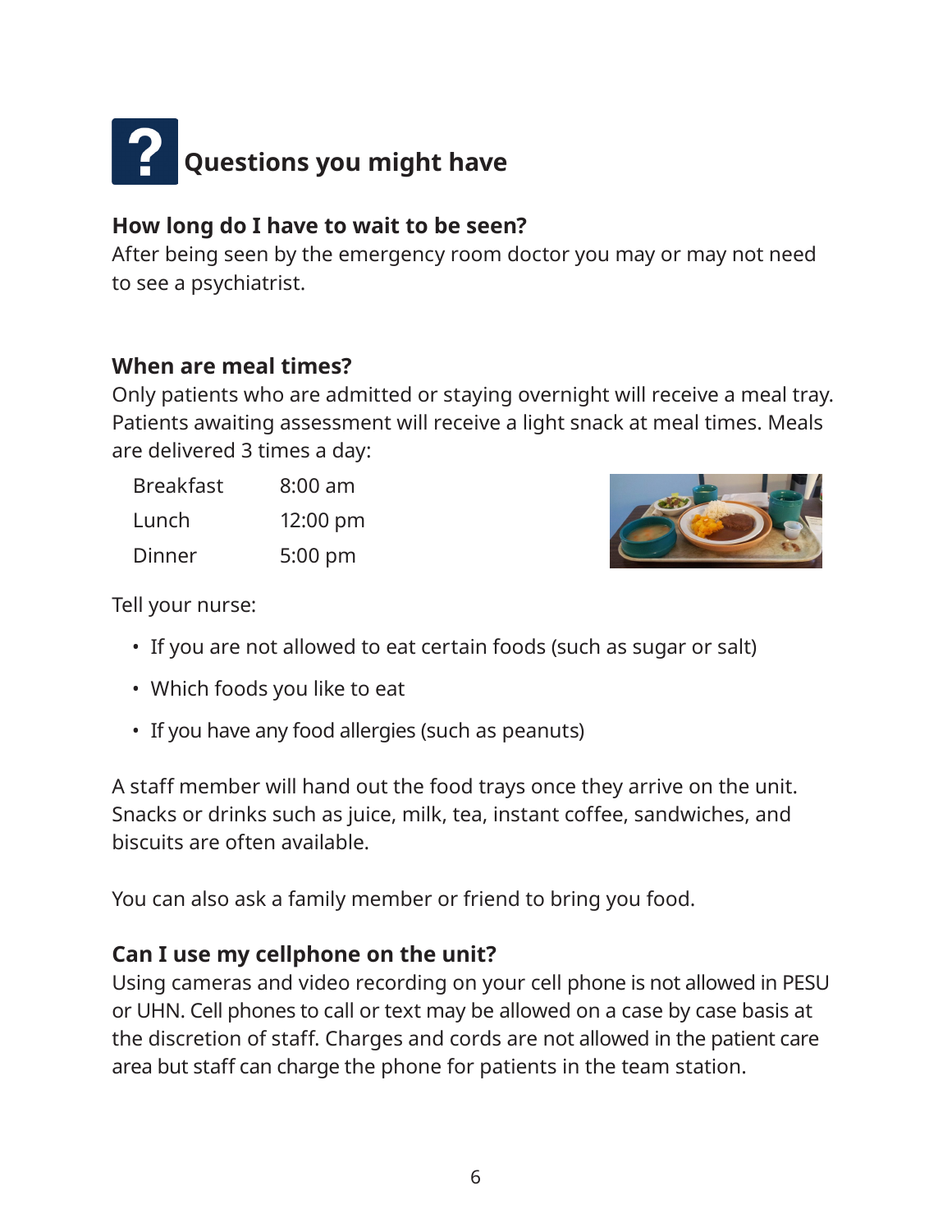## Questions you might have

### How long do I have to wait to be seen?

After being seen by the emergency room doctor you may or may not need to see a psychiatrist.

### When are meal times?

Only patients who are admitted or staying overnight will receive a meal tray. Patients awaiting assessment will receive a light snack at meal times. Meals are delivered 3 times a day:

| | |
|---|---|
| Breakfast | 8:00 am |
| Lunch | 12:00 pm |
| Dinner | 5:00 pm |

Tell your nurse:

- If you are not allowed to eat certain foods (such as sugar or salt)
- Which foods you like to eat
- If you have any food allergies (such as peanuts)

A staff member will hand out the food trays once they arrive on the unit. Snacks or drinks such as juice, milk, tea, instant coffee, sandwiches, and biscuits are often available.

You can also ask a family member or friend to bring you food.

### Can I use my cellphone on the unit?

Using cameras and video recording on your cell phone is not allowed in PESU or UHN. Cell phones to call or text may be allowed on a case by case basis at the discretion of staff. Charges and cords are not allowed in the patient care area but staff can charge the phone for patients in the team station.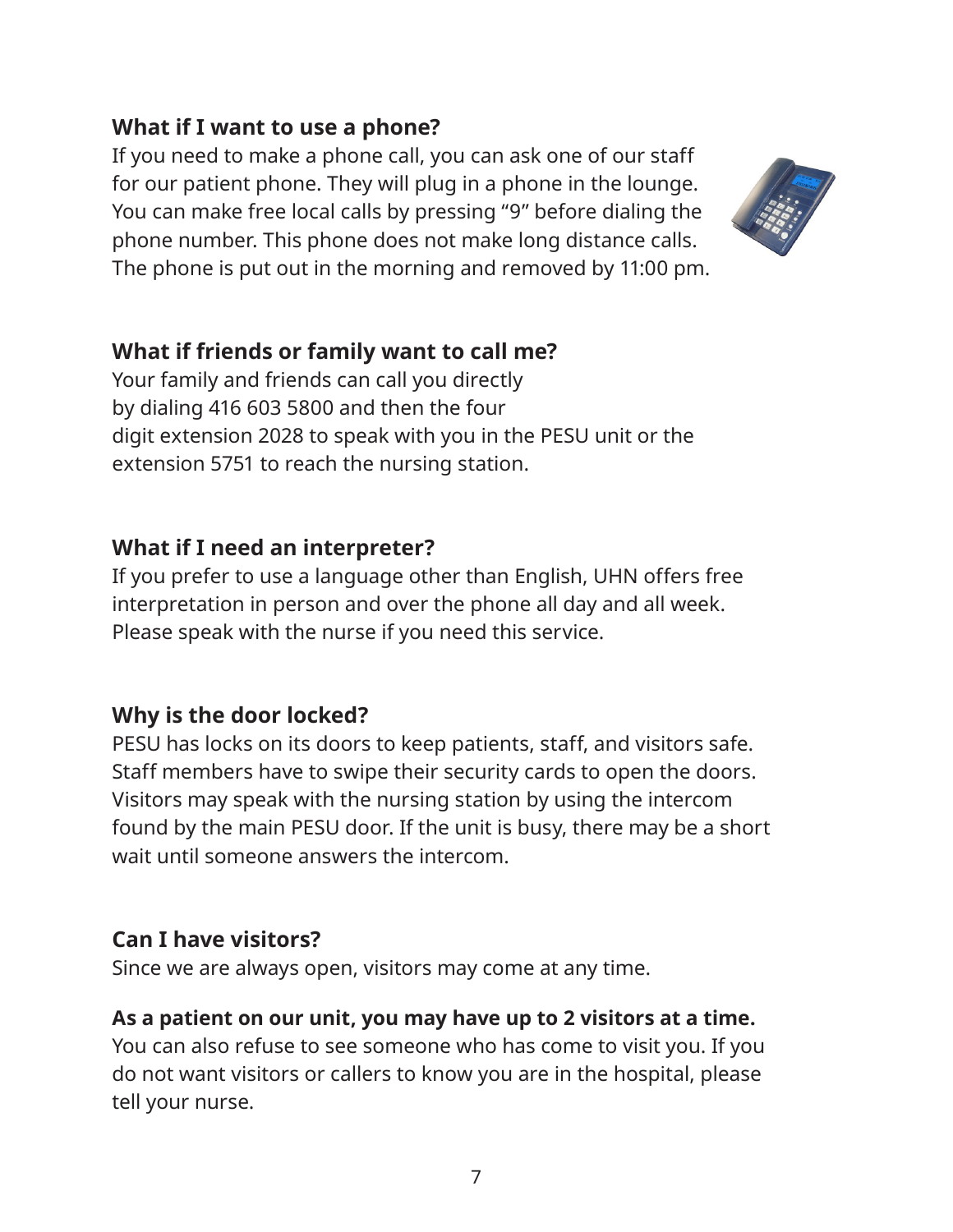### What if I want to use a phone?

If you need to make a phone call, you can ask one of our staff for our patient phone. They will plug in a phone in the lounge. You can make free local calls by pressing "9" before dialing the phone number. This phone does not make long distance calls. The phone is put out in the morning and removed by 11:00 pm.

### What if friends or family want to call me?

Your family and friends can call you directly by dialing 416 603 5800 and then the four digit extension 2028 to speak with you in the PESU unit or the extension 5751 to reach the nursing station.

### What if I need an interpreter?

If you prefer to use a language other than English, UHN offers free interpretation in person and over the phone all day and all week. Please speak with the nurse if you need this service.

### Why is the door locked?

PESU has locks on its doors to keep patients, staff, and visitors safe. Staff members have to swipe their security cards to open the doors. Visitors may speak with the nursing station by using the intercom found by the main PESU door. If the unit is busy, there may be a short wait until someone answers the intercom.

### Can I have visitors?

Since we are always open, visitors may come at any time.

**As a patient on our unit, you may have up to 2 visitors at a time.** You can also refuse to see someone who has come to visit you. If you do not want visitors or callers to know you are in the hospital, please tell your nurse.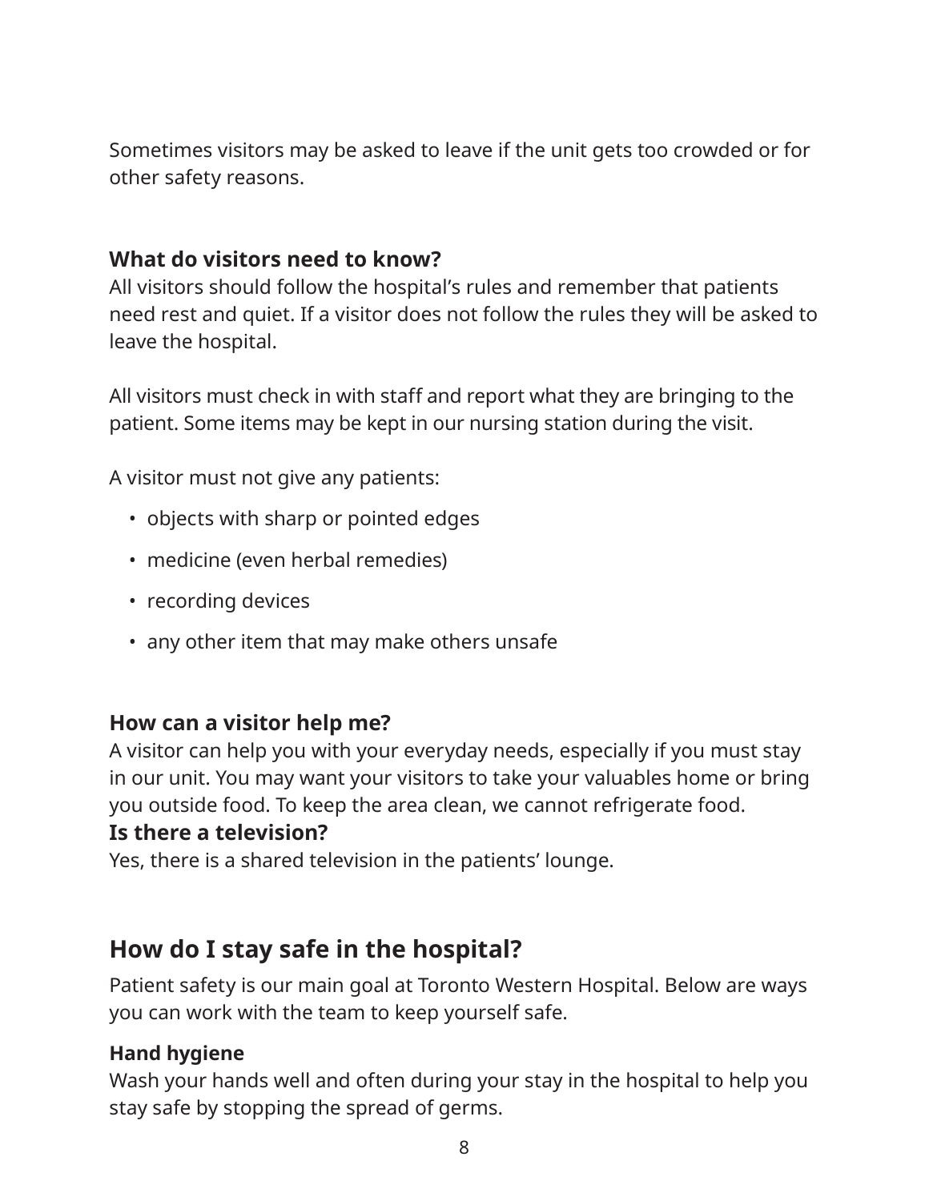Sometimes visitors may be asked to leave if the unit gets too crowded or for other safety reasons.

### What do visitors need to know?

All visitors should follow the hospital's rules and remember that patients need rest and quiet. If a visitor does not follow the rules they will be asked to leave the hospital.

All visitors must check in with staff and report what they are bringing to the patient. Some items may be kept in our nursing station during the visit.

A visitor must not give any patients:

- objects with sharp or pointed edges
- medicine (even herbal remedies)
- recording devices
- any other item that may make others unsafe

### How can a visitor help me?

A visitor can help you with your everyday needs, especially if you must stay in our unit. You may want your visitors to take your valuables home or bring you outside food. To keep the area clean, we cannot refrigerate food.

### Is there a television?

Yes, there is a shared television in the patients' lounge.

## How do I stay safe in the hospital?

Patient safety is our main goal at Toronto Western Hospital. Below are ways you can work with the team to keep yourself safe.

**Hand hygiene**

Wash your hands well and often during your stay in the hospital to help you stay safe by stopping the spread of germs.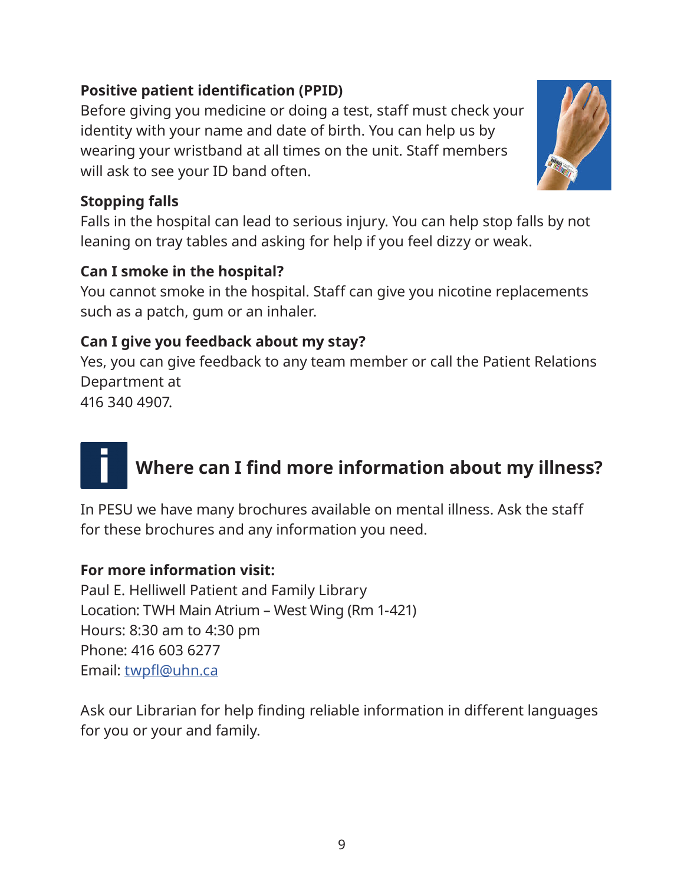**Positive patient identification (PPID)**

Before giving you medicine or doing a test, staff must check your identity with your name and date of birth. You can help us by wearing your wristband at all times on the unit. Staff members will ask to see your ID band often.

**Stopping falls**

Falls in the hospital can lead to serious injury. You can help stop falls by not leaning on tray tables and asking for help if you feel dizzy or weak.

**Can I smoke in the hospital?**

You cannot smoke in the hospital. Staff can give you nicotine replacements such as a patch, gum or an inhaler.

**Can I give you feedback about my stay?**

Yes, you can give feedback to any team member or call the Patient Relations Department at
416 340 4907.

## Where can I find more information about my illness?

In PESU we have many brochures available on mental illness. Ask the staff for these brochures and any information you need.

**For more information visit:**

Paul E. Helliwell Patient and Family Library
Location: TWH Main Atrium – West Wing (Rm 1-421)
Hours: 8:30 am to 4:30 pm
Phone: 416 603 6277
Email: twpfl@uhn.ca

Ask our Librarian for help finding reliable information in different languages for you or your and family.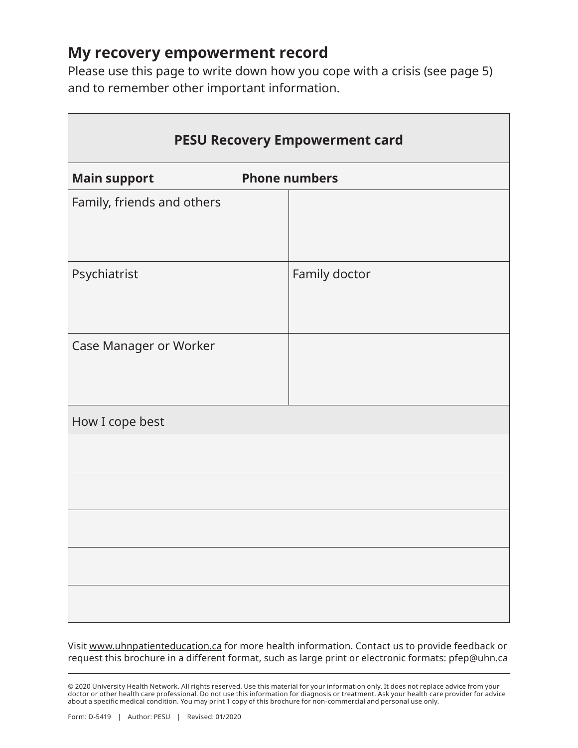## My recovery empowerment record

Please use this page to write down how you cope with a crisis (see page 5) and to remember other important information.

| PESU Recovery Empowerment card | |
|---|---|
| **Main support** | **Phone numbers** |
| Family, friends and others | |
| Psychiatrist | Family doctor |
| Case Manager or Worker | |
| How I cope best | |
| | |
| | |
| | |
| | |
| | |

Visit www.uhnpatienteducation.ca for more health information. Contact us to provide feedback or request this brochure in a different format, such as large print or electronic formats: pfep@uhn.ca

© 2020 University Health Network. All rights reserved. Use this material for your information only. It does not replace advice from your doctor or other health care professional. Do not use this information for diagnosis or treatment. Ask your health care provider for advice about a specific medical condition. You may print 1 copy of this brochure for non-commercial and personal use only.

Form: D-5419 | Author: PESU | Revised: 01/2020